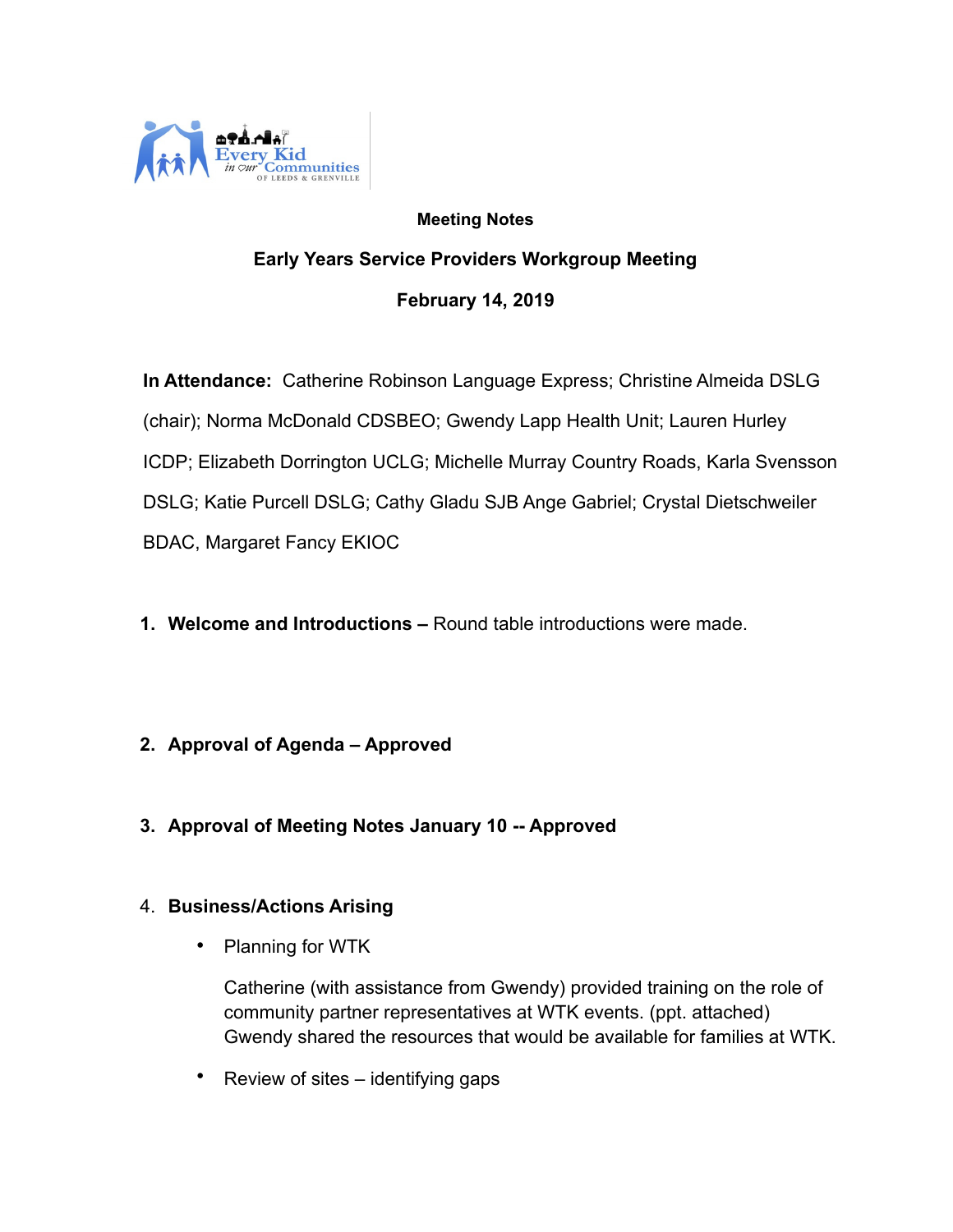Every Kid in our Communities OF LEEDS & GRENVILLE

**Meeting Notes**

**Early Years Service Providers Workgroup Meeting**

**February 14, 2019**

**In Attendance:** Catherine Robinson Language Express; Christine Almeida DSLG (chair); Norma McDonald CDSBEO; Gwendy Lapp Health Unit; Lauren Hurley ICDP; Elizabeth Dorrington UCLG; Michelle Murray Country Roads, Karla Svensson DSLG; Katie Purcell DSLG; Cathy Gladu SJB Ange Gabriel; Crystal Dietschweiler BDAC, Margaret Fancy EKIOC

1. **Welcome and Introductions –** Round table introductions were made.

2. **Approval of Agenda – Approved**

3. **Approval of Meeting Notes January 10 -- Approved**

4. **Business/Actions Arising**

   - Planning for WTK

     Catherine (with assistance from Gwendy) provided training on the role of community partner representatives at WTK events. (ppt. attached) Gwendy shared the resources that would be available for families at WTK.

   - Review of sites – identifying gaps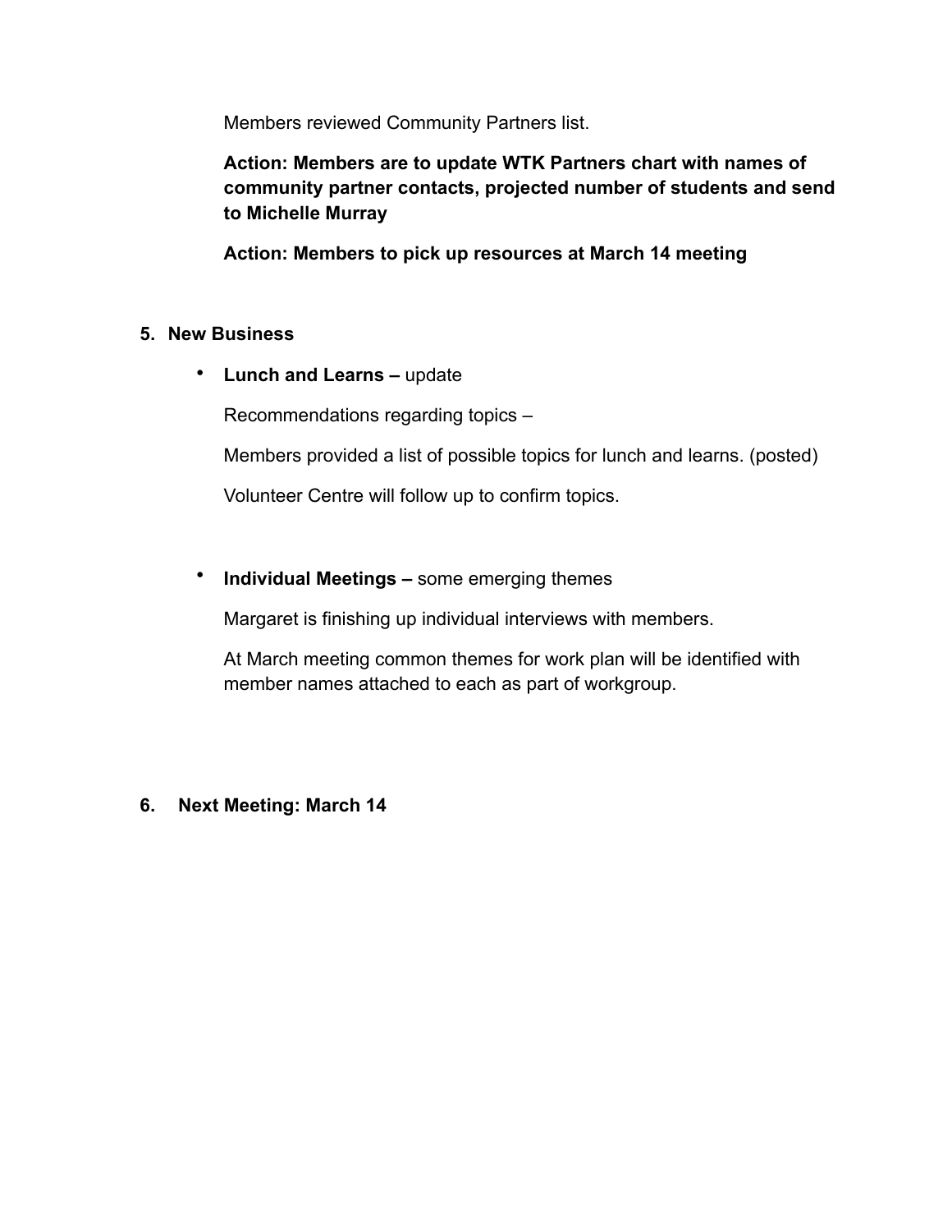Members reviewed Community Partners list.

**Action: Members are to update WTK Partners chart with names of community partner contacts, projected number of students and send to Michelle Murray**

**Action: Members to pick up resources at March 14 meeting**

**5. New Business**

- **Lunch and Learns –** update

  Recommendations regarding topics –

  Members provided a list of possible topics for lunch and learns. (posted)

  Volunteer Centre will follow up to confirm topics.

- **Individual Meetings –** some emerging themes

  Margaret is finishing up individual interviews with members.

  At March meeting common themes for work plan will be identified with member names attached to each as part of workgroup.

**6. Next Meeting: March 14**